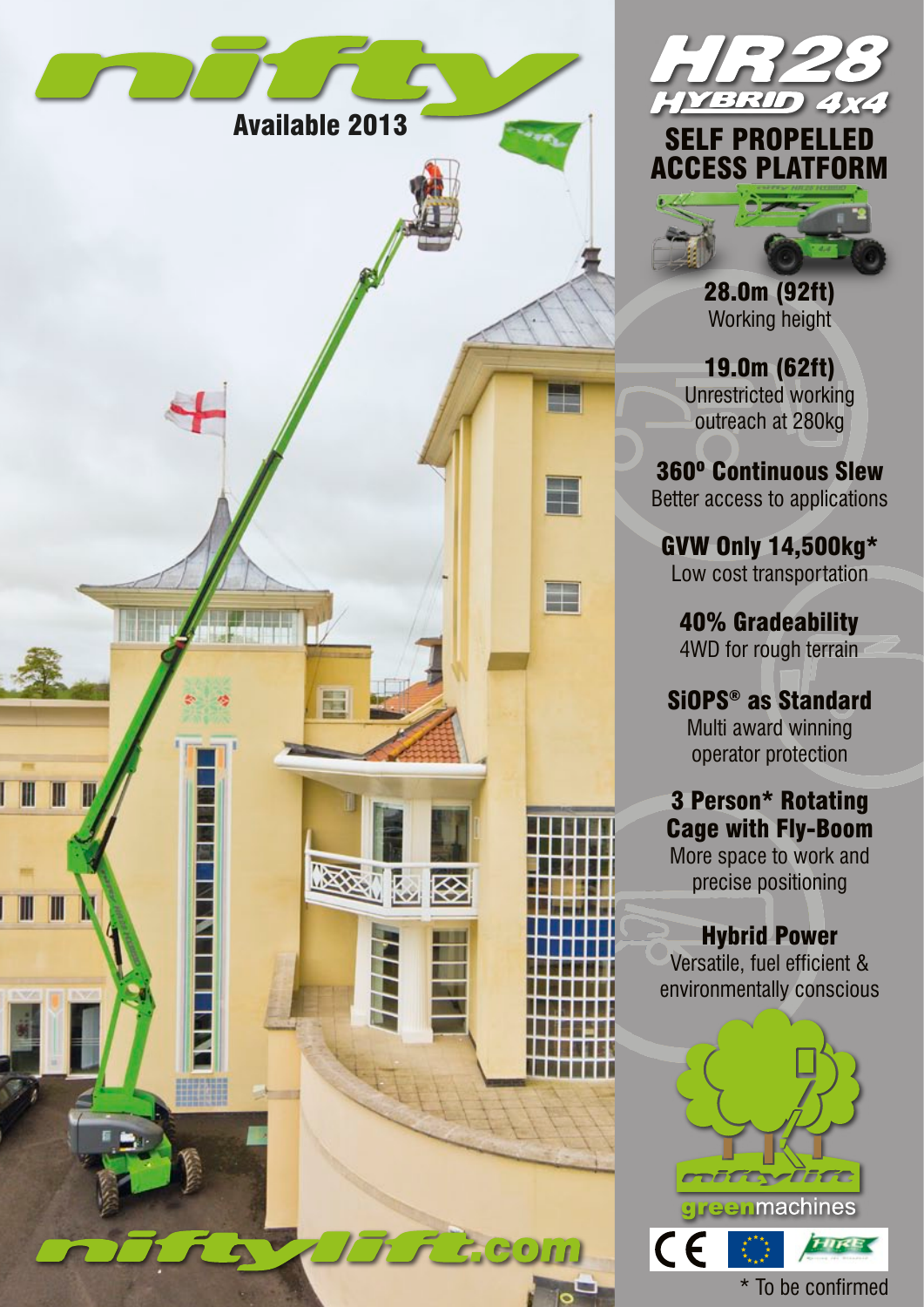# nifty

Available 2013

# HR28 HYBRID 4x4

## SELF PROPELLED ACCESS PLATFORM

**28.0m (92ft)**
Working height

**19.0m (62ft)**
Unrestricted working outreach at 280kg

**360º Continuous Slew**
Better access to applications

**GVW Only 14,500kg***
Low cost transportation

**40% Gradeability**
4WD for rough terrain

**SiOPS® as Standard**
Multi award winning operator protection

**3 Person* Rotating Cage with Fly-Boom**
More space to work and precise positioning

**Hybrid Power**
Versatile, fuel efficient & environmentally conscious

niftylift greenmachines

niftylift.com

* To be confirmed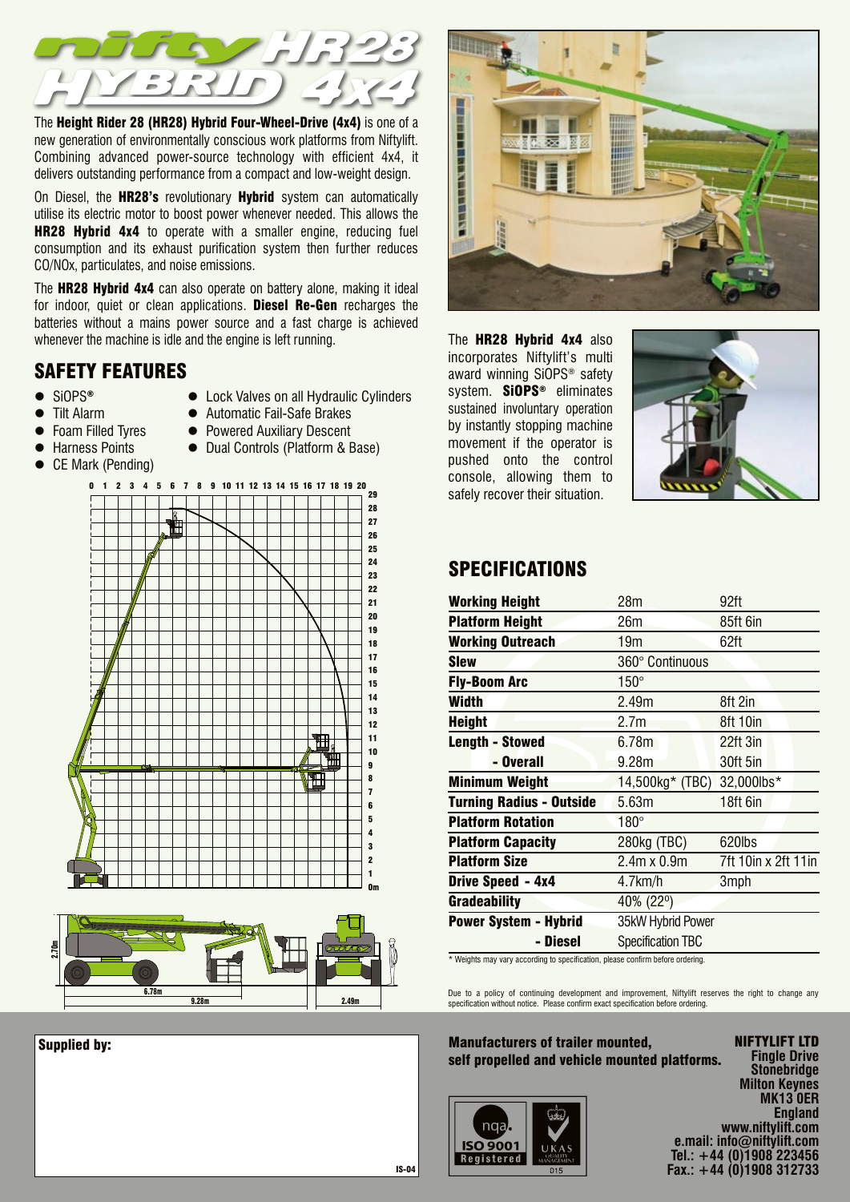# nifty HR28 HYBRID 4x4

The **Height Rider 28 (HR28) Hybrid Four-Wheel-Drive (4x4)** is one of a new generation of environmentally conscious work platforms from Niftylift. Combining advanced power-source technology with efficient 4x4, it delivers outstanding performance from a compact and low-weight design.

On Diesel, the **HR28's** revolutionary **Hybrid** system can automatically utilise its electric motor to boost power whenever needed. This allows the **HR28 Hybrid 4x4** to operate with a smaller engine, reducing fuel consumption and its exhaust purification system then further reduces CO/NOx, particulates, and noise emissions.

The **HR28 Hybrid 4x4** can also operate on battery alone, making it ideal for indoor, quiet or clean applications. **Diesel Re-Gen** recharges the batteries without a mains power source and a fast charge is achieved whenever the machine is idle and the engine is left running.

## SAFETY FEATURES

- SiOPS®
- Tilt Alarm
- Foam Filled Tyres
- Harness Points
- CE Mark (Pending)
- Lock Valves on all Hydraulic Cylinders
- Automatic Fail-Safe Brakes
- Powered Auxiliary Descent
- Dual Controls (Platform & Base)

0 1 2 3 4 5 6 7 8 9 10 11 12 13 14 15 16 17 18 19 20

29 28 27 26 25 24 23 22 21 20 19 18 17 16 15 14 13 12 11 10 9 8 7 6 5 4 3 2 1 0m

2.70m
6.78m
9.28m
2.49m

The **HR28 Hybrid 4x4** also incorporates Niftylift's multi award winning SiOPS® safety system. **SiOPS®** eliminates sustained involuntary operation by instantly stopping machine movement if the operator is pushed onto the control console, allowing them to safely recover their situation.

## SPECIFICATIONS

| | | |
|---|---|---|
| **Working Height** | 28m | 92ft |
| **Platform Height** | 26m | 85ft 6in |
| **Working Outreach** | 19m | 62ft |
| **Slew** | 360° Continuous | |
| **Fly-Boom Arc** | 150° | |
| **Width** | 2.49m | 8ft 2in |
| **Height** | 2.7m | 8ft 10in |
| **Length - Stowed** | 6.78m | 22ft 3in |
| **- Overall** | 9.28m | 30ft 5in |
| **Minimum Weight** | 14,500kg* (TBC) | 32,000lbs* |
| **Turning Radius - Outside** | 5.63m | 18ft 6in |
| **Platform Rotation** | 180° | |
| **Platform Capacity** | 280kg (TBC) | 620lbs |
| **Platform Size** | 2.4m x 0.9m | 7ft 10in x 2ft 11in |
| **Drive Speed - 4x4** | 4.7km/h | 3mph |
| **Gradeability** | 40% (22º) | |
| **Power System - Hybrid** | 35kW Hybrid Power | |
| **- Diesel** | Specification TBC | |

\* Weights may vary according to specification, please confirm before ordering.

Due to a policy of continuing development and improvement, Niftylift reserves the right to change any specification without notice. Please confirm exact specification before ordering.

**Supplied by:**

IS-04

**Manufacturers of trailer mounted, self propelled and vehicle mounted platforms.**

nqa. ISO 9001 Registered

UKAS QUALITY MANAGEMENT 015

**NIFTYLIFT LTD**
**Fingle Drive**
**Stonebridge**
**Milton Keynes**
**MK13 0ER**
**England**
**www.niftylift.com**
**e.mail: info@niftylift.com**
**Tel.: +44 (0)1908 223456**
**Fax.: +44 (0)1908 312733**